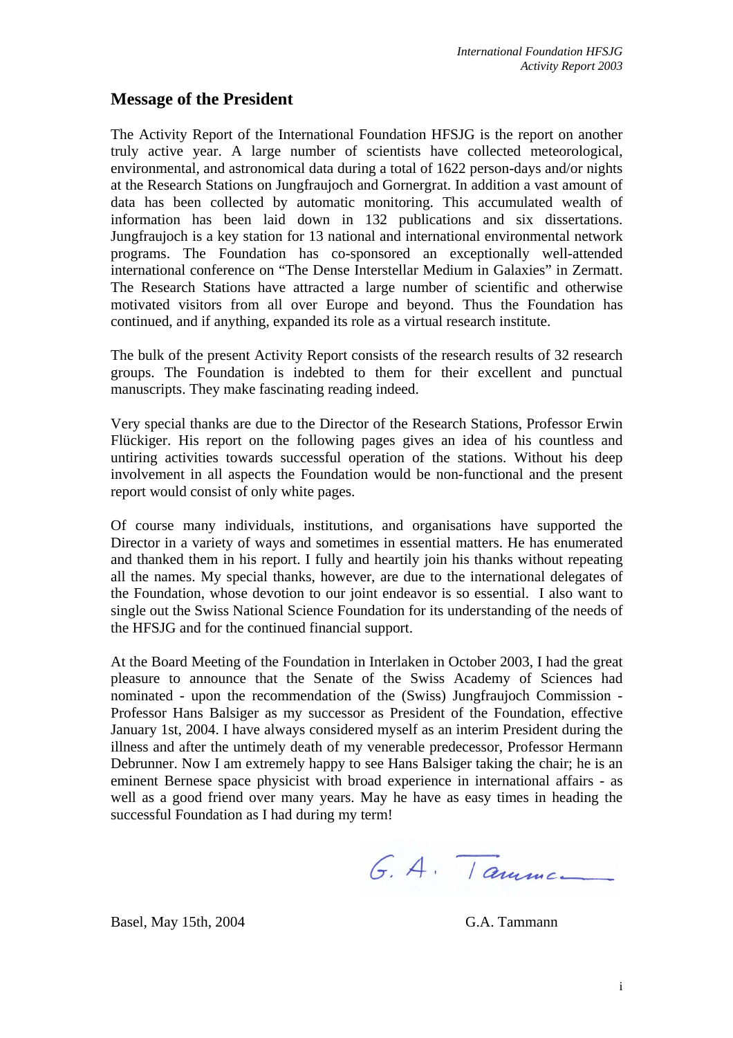## Message of the President

The Activity Report of the International Foundation HFSJG is the report on another truly active year. A large number of scientists have collected meteorological, environmental, and astronomical data during a total of 1622 person-days and/or nights at the Research Stations on Jungfraujoch and Gornergrat. In addition a vast amount of data has been collected by automatic monitoring. This accumulated wealth of information has been laid down in 132 publications and six dissertations. Jungfraujoch is a key station for 13 national and international environmental network programs. The Foundation has co-sponsored an exceptionally well-attended international conference on "The Dense Interstellar Medium in Galaxies" in Zermatt. The Research Stations have attracted a large number of scientific and otherwise motivated visitors from all over Europe and beyond. Thus the Foundation has continued, and if anything, expanded its role as a virtual research institute.

The bulk of the present Activity Report consists of the research results of 32 research groups. The Foundation is indebted to them for their excellent and punctual manuscripts. They make fascinating reading indeed.

Very special thanks are due to the Director of the Research Stations, Professor Erwin Flückiger. His report on the following pages gives an idea of his countless and untiring activities towards successful operation of the stations. Without his deep involvement in all aspects the Foundation would be non-functional and the present report would consist of only white pages.

Of course many individuals, institutions, and organisations have supported the Director in a variety of ways and sometimes in essential matters. He has enumerated and thanked them in his report. I fully and heartily join his thanks without repeating all the names. My special thanks, however, are due to the international delegates of the Foundation, whose devotion to our joint endeavor is so essential. I also want to single out the Swiss National Science Foundation for its understanding of the needs of the HFSJG and for the continued financial support.

At the Board Meeting of the Foundation in Interlaken in October 2003, I had the great pleasure to announce that the Senate of the Swiss Academy of Sciences had nominated - upon the recommendation of the (Swiss) Jungfraujoch Commission - Professor Hans Balsiger as my successor as President of the Foundation, effective January 1st, 2004. I have always considered myself as an interim President during the illness and after the untimely death of my venerable predecessor, Professor Hermann Debrunner. Now I am extremely happy to see Hans Balsiger taking the chair; he is an eminent Bernese space physicist with broad experience in international affairs - as well as a good friend over many years. May he have as easy times in heading the successful Foundation as I had during my term!

G. A. Tammann

Basel, May 15th, 2004

G.A. Tammann